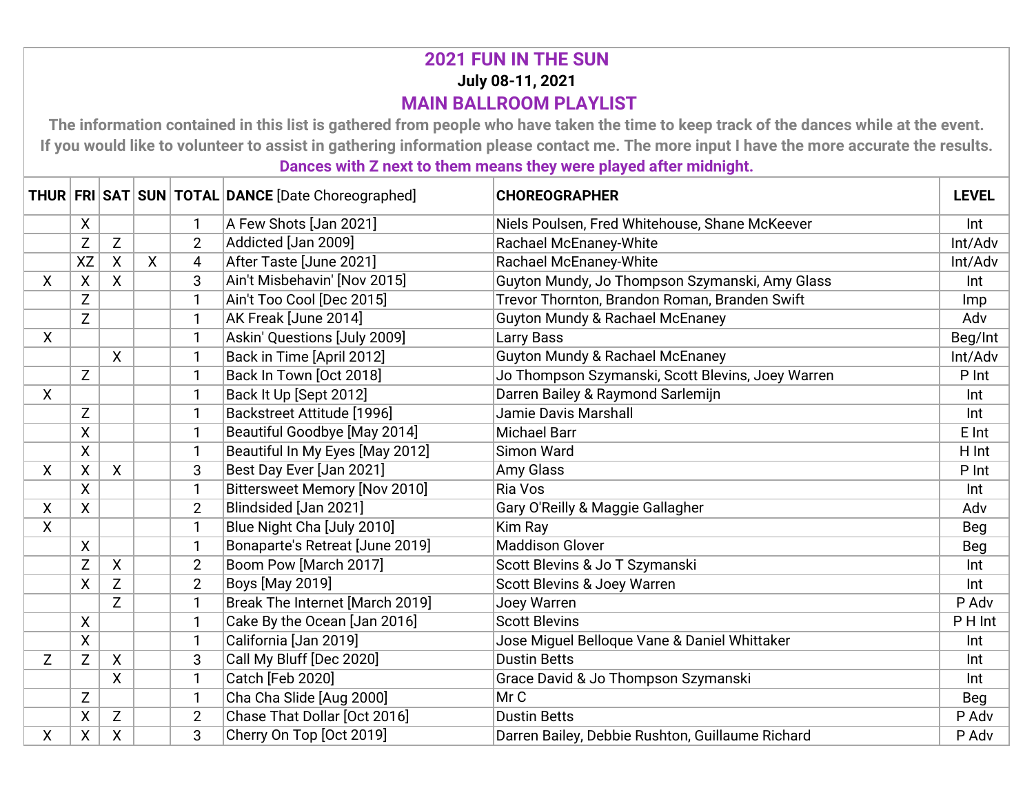# 2021 FUN IN THE SUN

**July 08-11, 2021**

## MAIN BALLROOM PLAYLIST

**The information contained in this list is gathered from people who have taken the time to keep track of the dances while at the event. If you would like to volunteer to assist in gathering information please contact me. The more input I have the more accurate the results.**

**Dances with Z next to them means they were played after midnight.**

| THUR | FRI | SAT | SUN | TOTAL | DANCE [Date Choreographed] | CHOREOGRAPHER | LEVEL |
|---|---|---|---|---|---|---|---|
| | X | | | 1 | A Few Shots [Jan 2021] | Niels Poulsen, Fred Whitehouse, Shane McKeever | Int |
| | Z | Z | | 2 | Addicted [Jan 2009] | Rachael McEnaney-White | Int/Adv |
| | XZ | X | X | 4 | After Taste [June 2021] | Rachael McEnaney-White | Int/Adv |
| X | X | X | | 3 | Ain't Misbehavin' [Nov 2015] | Guyton Mundy, Jo Thompson Szymanski, Amy Glass | Int |
| | Z | | | 1 | Ain't Too Cool [Dec 2015] | Trevor Thornton, Brandon Roman, Branden Swift | Imp |
| | Z | | | 1 | AK Freak [June 2014] | Guyton Mundy & Rachael McEnaney | Adv |
| X | | | | 1 | Askin' Questions [July 2009] | Larry Bass | Beg/Int |
| | | X | | 1 | Back in Time [April 2012] | Guyton Mundy & Rachael McEnaney | Int/Adv |
| | Z | | | 1 | Back In Town [Oct 2018] | Jo Thompson Szymanski, Scott Blevins, Joey Warren | P Int |
| X | | | | 1 | Back It Up [Sept 2012] | Darren Bailey & Raymond Sarlemijn | Int |
| | Z | | | 1 | Backstreet Attitude [1996] | Jamie Davis Marshall | Int |
| | X | | | 1 | Beautiful Goodbye [May 2014] | Michael Barr | E Int |
| | X | | | 1 | Beautiful In My Eyes [May 2012] | Simon Ward | H Int |
| X | X | X | | 3 | Best Day Ever [Jan 2021] | Amy Glass | P Int |
| | X | | | 1 | Bittersweet Memory [Nov 2010] | Ria Vos | Int |
| X | X | | | 2 | Blindsided [Jan 2021] | Gary O'Reilly & Maggie Gallagher | Adv |
| X | | | | 1 | Blue Night Cha [July 2010] | Kim Ray | Beg |
| | X | | | 1 | Bonaparte's Retreat [June 2019] | Maddison Glover | Beg |
| | Z | X | | 2 | Boom Pow [March 2017] | Scott Blevins & Jo T Szymanski | Int |
| | X | Z | | 2 | Boys [May 2019] | Scott Blevins & Joey Warren | Int |
| | | Z | | 1 | Break The Internet [March 2019] | Joey Warren | P Adv |
| | X | | | 1 | Cake By the Ocean [Jan 2016] | Scott Blevins | P H Int |
| | X | | | 1 | California [Jan 2019] | Jose Miguel Belloque Vane & Daniel Whittaker | Int |
| Z | Z | X | | 3 | Call My Bluff [Dec 2020] | Dustin Betts | Int |
| | | X | | 1 | Catch [Feb 2020] | Grace David & Jo Thompson Szymanski | Int |
| | Z | | | 1 | Cha Cha Slide [Aug 2000] | Mr C | Beg |
| | X | Z | | 2 | Chase That Dollar [Oct 2016] | Dustin Betts | P Adv |
| X | X | X | | 3 | Cherry On Top [Oct 2019] | Darren Bailey, Debbie Rushton, Guillaume Richard | P Adv |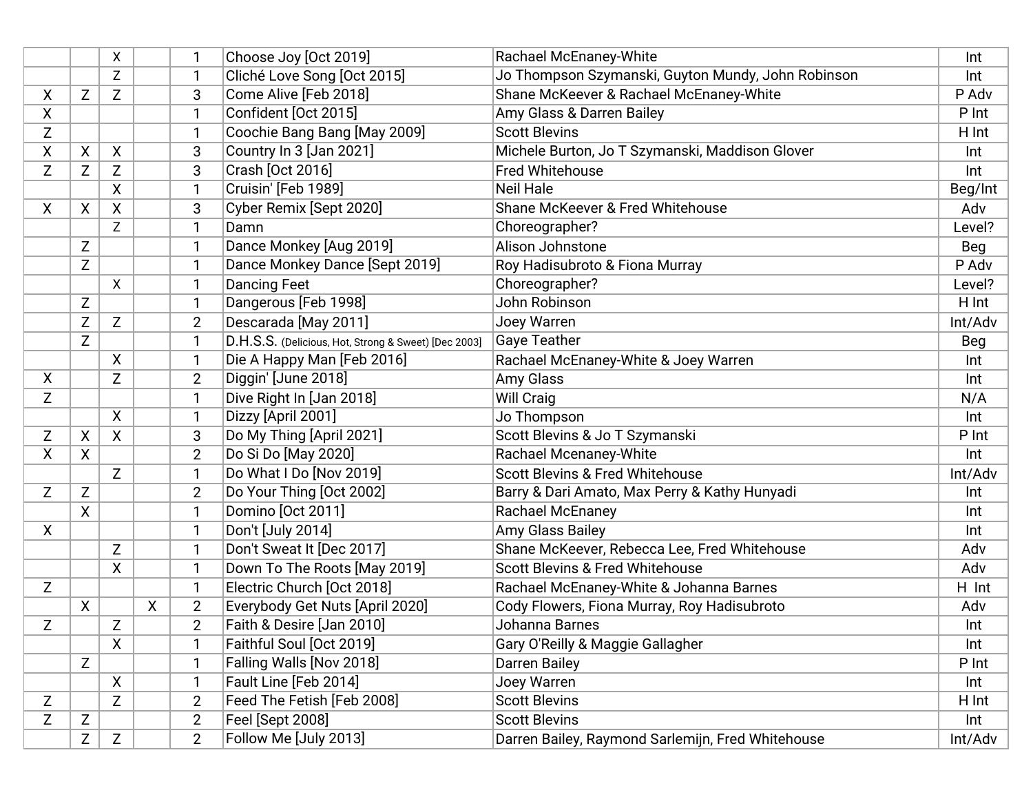| | | | | | | | |
|---|---|---|---|---|---|---|---|
| | | X | | 1 | Choose Joy [Oct 2019] | Rachael McEnaney-White | Int |
| | | Z | | 1 | Cliché Love Song [Oct 2015] | Jo Thompson Szymanski, Guyton Mundy, John Robinson | Int |
| X | Z | Z | | 3 | Come Alive [Feb 2018] | Shane McKeever & Rachael McEnaney-White | P Adv |
| X | | | | 1 | Confident [Oct 2015] | Amy Glass & Darren Bailey | P Int |
| Z | | | | 1 | Coochie Bang Bang [May 2009] | Scott Blevins | H Int |
| X | X | X | | 3 | Country In 3 [Jan 2021] | Michele Burton, Jo T Szymanski, Maddison Glover | Int |
| Z | Z | Z | | 3 | Crash [Oct 2016] | Fred Whitehouse | Int |
| | | X | | 1 | Cruisin' [Feb 1989] | Neil Hale | Beg/Int |
| X | X | X | | 3 | Cyber Remix [Sept 2020] | Shane McKeever & Fred Whitehouse | Adv |
| | | Z | | 1 | Damn | Choreographer? | Level? |
| | Z | | | 1 | Dance Monkey [Aug 2019] | Alison Johnstone | Beg |
| | Z | | | 1 | Dance Monkey Dance [Sept 2019] | Roy Hadisubroto & Fiona Murray | P Adv |
| | | X | | 1 | Dancing Feet | Choreographer? | Level? |
| | Z | | | 1 | Dangerous [Feb 1998] | John Robinson | H Int |
| | Z | Z | | 2 | Descarada [May 2011] | Joey Warren | Int/Adv |
| | Z | | | 1 | D.H.S.S. (Delicious, Hot, Strong & Sweet) [Dec 2003] | Gaye Teather | Beg |
| | | X | | 1 | Die A Happy Man [Feb 2016] | Rachael McEnaney-White & Joey Warren | Int |
| X | | Z | | 2 | Diggin' [June 2018] | Amy Glass | Int |
| Z | | | | 1 | Dive Right In [Jan 2018] | Will Craig | N/A |
| | | X | | 1 | Dizzy [April 2001] | Jo Thompson | Int |
| Z | X | X | | 3 | Do My Thing [April 2021] | Scott Blevins & Jo T Szymanski | P Int |
| X | X | | | 2 | Do Si Do [May 2020] | Rachael Mcenaney-White | Int |
| | | Z | | 1 | Do What I Do [Nov 2019] | Scott Blevins & Fred Whitehouse | Int/Adv |
| Z | Z | | | 2 | Do Your Thing [Oct 2002] | Barry & Dari Amato, Max Perry & Kathy Hunyadi | Int |
| | X | | | 1 | Domino [Oct 2011] | Rachael McEnaney | Int |
| X | | | | 1 | Don't [July 2014] | Amy Glass Bailey | Int |
| | | Z | | 1 | Don't Sweat It [Dec 2017] | Shane McKeever, Rebecca Lee, Fred Whitehouse | Adv |
| | | X | | 1 | Down To The Roots [May 2019] | Scott Blevins & Fred Whitehouse | Adv |
| Z | | | | 1 | Electric Church [Oct 2018] | Rachael McEnaney-White & Johanna Barnes | H Int |
| | X | | X | 2 | Everybody Get Nuts [April 2020] | Cody Flowers, Fiona Murray, Roy Hadisubroto | Adv |
| Z | | Z | | 2 | Faith & Desire [Jan 2010] | Johanna Barnes | Int |
| | | X | | 1 | Faithful Soul [Oct 2019] | Gary O'Reilly & Maggie Gallagher | Int |
| | Z | | | 1 | Falling Walls [Nov 2018] | Darren Bailey | P Int |
| | | X | | 1 | Fault Line [Feb 2014] | Joey Warren | Int |
| Z | | Z | | 2 | Feed The Fetish [Feb 2008] | Scott Blevins | H Int |
| Z | Z | | | 2 | Feel [Sept 2008] | Scott Blevins | Int |
| | Z | Z | | 2 | Follow Me [July 2013] | Darren Bailey, Raymond Sarlemijn, Fred Whitehouse | Int/Adv |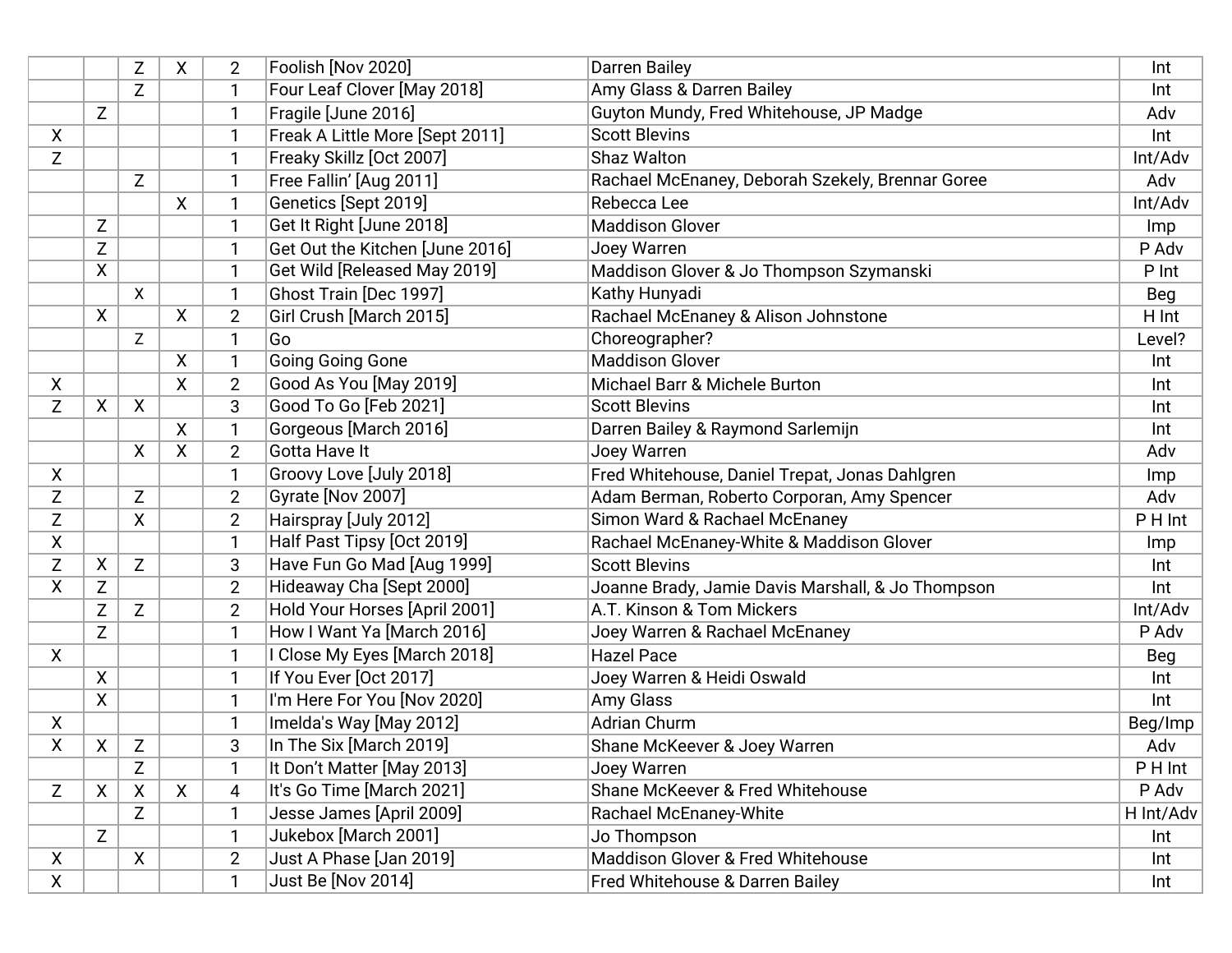| | | | | | | | |
|---|---|---|---|---|---|---|---|
| | | Z | X | 2 | Foolish [Nov 2020] | Darren Bailey | Int |
| | | Z | | 1 | Four Leaf Clover [May 2018] | Amy Glass & Darren Bailey | Int |
| | Z | | | 1 | Fragile [June 2016] | Guyton Mundy, Fred Whitehouse, JP Madge | Adv |
| X | | | | 1 | Freak A Little More [Sept 2011] | Scott Blevins | Int |
| Z | | | | 1 | Freaky Skillz [Oct 2007] | Shaz Walton | Int/Adv |
| | | Z | | 1 | Free Fallin' [Aug 2011] | Rachael McEnaney, Deborah Szekely, Brennar Goree | Adv |
| | | | X | 1 | Genetics [Sept 2019] | Rebecca Lee | Int/Adv |
| | Z | | | 1 | Get It Right [June 2018] | Maddison Glover | Imp |
| | Z | | | 1 | Get Out the Kitchen [June 2016] | Joey Warren | P Adv |
| | X | | | 1 | Get Wild [Released May 2019] | Maddison Glover & Jo Thompson Szymanski | P Int |
| | | X | | 1 | Ghost Train [Dec 1997] | Kathy Hunyadi | Beg |
| | X | | X | 2 | Girl Crush [March 2015] | Rachael McEnaney & Alison Johnstone | H Int |
| | | Z | | 1 | Go | Choreographer? | Level? |
| | | | X | 1 | Going Going Gone | Maddison Glover | Int |
| X | | | X | 2 | Good As You [May 2019] | Michael Barr & Michele Burton | Int |
| Z | X | X | | 3 | Good To Go [Feb 2021] | Scott Blevins | Int |
| | | | X | 1 | Gorgeous [March 2016] | Darren Bailey & Raymond Sarlemijn | Int |
| | | X | X | 2 | Gotta Have It | Joey Warren | Adv |
| X | | | | 1 | Groovy Love [July 2018] | Fred Whitehouse, Daniel Trepat, Jonas Dahlgren | Imp |
| Z | | Z | | 2 | Gyrate [Nov 2007] | Adam Berman, Roberto Corporan, Amy Spencer | Adv |
| Z | | X | | 2 | Hairspray [July 2012] | Simon Ward & Rachael McEnaney | P H Int |
| X | | | | 1 | Half Past Tipsy [Oct 2019] | Rachael McEnaney-White & Maddison Glover | Imp |
| Z | X | Z | | 3 | Have Fun Go Mad [Aug 1999] | Scott Blevins | Int |
| X | Z | | | 2 | Hideaway Cha [Sept 2000] | Joanne Brady, Jamie Davis Marshall, & Jo Thompson | Int |
| | Z | Z | | 2 | Hold Your Horses [April 2001] | A.T. Kinson & Tom Mickers | Int/Adv |
| | Z | | | 1 | How I Want Ya [March 2016] | Joey Warren & Rachael McEnaney | P Adv |
| X | | | | 1 | I Close My Eyes [March 2018] | Hazel Pace | Beg |
| | X | | | 1 | If You Ever [Oct 2017] | Joey Warren & Heidi Oswald | Int |
| | X | | | 1 | I'm Here For You [Nov 2020] | Amy Glass | Int |
| X | | | | 1 | Imelda's Way [May 2012] | Adrian Churm | Beg/Imp |
| X | X | Z | | 3 | In The Six [March 2019] | Shane McKeever & Joey Warren | Adv |
| | | Z | | 1 | It Don't Matter [May 2013] | Joey Warren | P H Int |
| Z | X | X | X | 4 | It's Go Time [March 2021] | Shane McKeever & Fred Whitehouse | P Adv |
| | | Z | | 1 | Jesse James [April 2009] | Rachael McEnaney-White | H Int/Adv |
| | Z | | | 1 | Jukebox [March 2001] | Jo Thompson | Int |
| X | | X | | 2 | Just A Phase [Jan 2019] | Maddison Glover & Fred Whitehouse | Int |
| X | | | | 1 | Just Be [Nov 2014] | Fred Whitehouse & Darren Bailey | Int |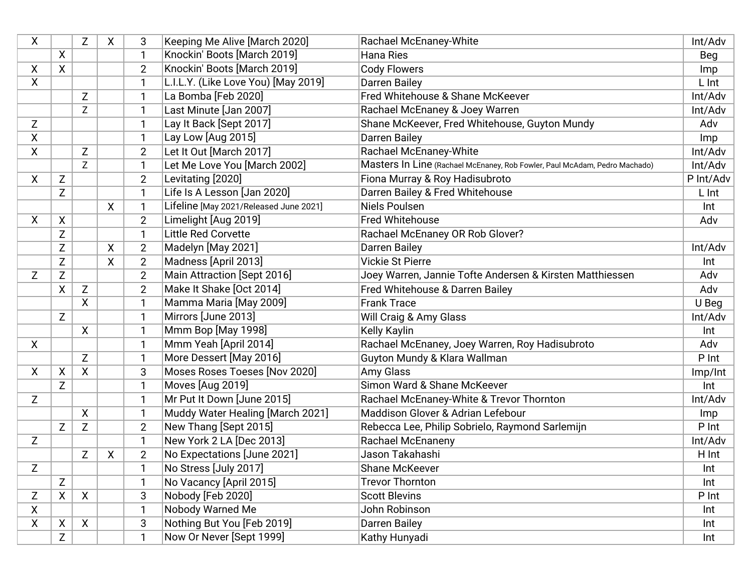| | | | | | | | |
|---|---|---|---|---|---|---|---|
| X | | Z | X | 3 | Keeping Me Alive [March 2020] | Rachael McEnaney-White | Int/Adv |
| | X | | | 1 | Knockin' Boots [March 2019] | Hana Ries | Beg |
| X | X | | | 2 | Knockin' Boots [March 2019] | Cody Flowers | Imp |
| X | | | | 1 | L.I.L.Y. (Like Love You) [May 2019] | Darren Bailey | L Int |
| | | Z | | 1 | La Bomba [Feb 2020] | Fred Whitehouse & Shane McKeever | Int/Adv |
| | | Z | | 1 | Last Minute [Jan 2007] | Rachael McEnaney & Joey Warren | Int/Adv |
| Z | | | | 1 | Lay It Back [Sept 2017] | Shane McKeever, Fred Whitehouse, Guyton Mundy | Adv |
| X | | | | 1 | Lay Low [Aug 2015] | Darren Bailey | Imp |
| X | | Z | | 2 | Let It Out [March 2017] | Rachael McEnaney-White | Int/Adv |
| | | Z | | 1 | Let Me Love You [March 2002] | Masters In Line (Rachael McEnaney, Rob Fowler, Paul McAdam, Pedro Machado) | Int/Adv |
| X | Z | | | 2 | Levitating [2020] | Fiona Murray & Roy Hadisubroto | P Int/Adv |
| | Z | | | 1 | Life Is A Lesson [Jan 2020] | Darren Bailey & Fred Whitehouse | L Int |
| | | | X | 1 | Lifeline [May 2021/Released June 2021] | Niels Poulsen | Int |
| X | X | | | 2 | Limelight [Aug 2019] | Fred Whitehouse | Adv |
| | Z | | | 1 | Little Red Corvette | Rachael McEnaney OR Rob Glover? | |
| | Z | | X | 2 | Madelyn [May 2021] | Darren Bailey | Int/Adv |
| | Z | | X | 2 | Madness [April 2013] | Vickie St Pierre | Int |
| Z | Z | | | 2 | Main Attraction [Sept 2016] | Joey Warren, Jannie Tofte Andersen & Kirsten Matthiessen | Adv |
| | X | Z | | 2 | Make It Shake [Oct 2014] | Fred Whitehouse & Darren Bailey | Adv |
| | | X | | 1 | Mamma Maria [May 2009] | Frank Trace | U Beg |
| | Z | | | 1 | Mirrors [June 2013] | Will Craig & Amy Glass | Int/Adv |
| | | X | | 1 | Mmm Bop [May 1998] | Kelly Kaylin | Int |
| X | | | | 1 | Mmm Yeah [April 2014] | Rachael McEnaney, Joey Warren, Roy Hadisubroto | Adv |
| | | Z | | 1 | More Dessert [May 2016] | Guyton Mundy & Klara Wallman | P Int |
| X | X | X | | 3 | Moses Roses Toeses [Nov 2020] | Amy Glass | Imp/Int |
| | Z | | | 1 | Moves [Aug 2019] | Simon Ward & Shane McKeever | Int |
| Z | | | | 1 | Mr Put It Down [June 2015] | Rachael McEnaney-White & Trevor Thornton | Int/Adv |
| | | X | | 1 | Muddy Water Healing [March 2021] | Maddison Glover & Adrian Lefebour | Imp |
| | Z | Z | | 2 | New Thang [Sept 2015] | Rebecca Lee, Philip Sobrielo, Raymond Sarlemijn | P Int |
| Z | | | | 1 | New York 2 LA [Dec 2013] | Rachael McEnaneny | Int/Adv |
| | | Z | X | 2 | No Expectations [June 2021] | Jason Takahashi | H Int |
| Z | | | | 1 | No Stress [July 2017] | Shane McKeever | Int |
| | Z | | | 1 | No Vacancy [April 2015] | Trevor Thornton | Int |
| Z | X | X | | 3 | Nobody [Feb 2020] | Scott Blevins | P Int |
| X | | | | 1 | Nobody Warned Me | John Robinson | Int |
| X | X | X | | 3 | Nothing But You [Feb 2019] | Darren Bailey | Int |
| | Z | | | 1 | Now Or Never [Sept 1999] | Kathy Hunyadi | Int |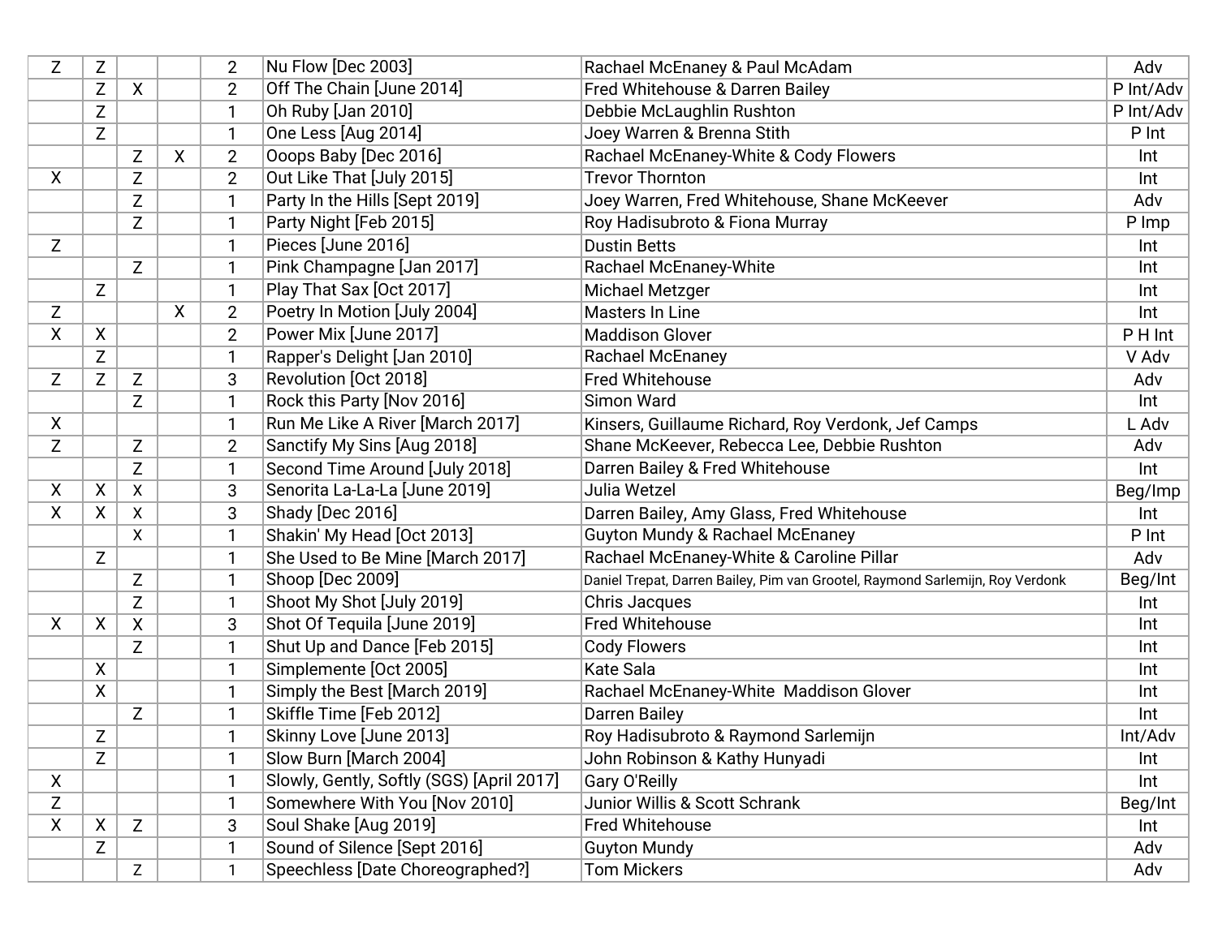| | | | | | | | |
|---|---|---|---|---|---|---|---|
| Z | Z | | | 2 | Nu Flow [Dec 2003] | Rachael McEnaney & Paul McAdam | Adv |
| | Z | X | | 2 | Off The Chain [June 2014] | Fred Whitehouse & Darren Bailey | P Int/Adv |
| | Z | | | 1 | Oh Ruby [Jan 2010] | Debbie McLaughlin Rushton | P Int/Adv |
| | Z | | | 1 | One Less [Aug 2014] | Joey Warren & Brenna Stith | P Int |
| | | Z | X | 2 | Ooops Baby [Dec 2016] | Rachael McEnaney-White & Cody Flowers | Int |
| X | | Z | | 2 | Out Like That [July 2015] | Trevor Thornton | Int |
| | | Z | | 1 | Party In the Hills [Sept 2019] | Joey Warren, Fred Whitehouse, Shane McKeever | Adv |
| | | Z | | 1 | Party Night [Feb 2015] | Roy Hadisubroto & Fiona Murray | P Imp |
| Z | | | | 1 | Pieces [June 2016] | Dustin Betts | Int |
| | | Z | | 1 | Pink Champagne [Jan 2017] | Rachael McEnaney-White | Int |
| | Z | | | 1 | Play That Sax [Oct 2017] | Michael Metzger | Int |
| Z | | | X | 2 | Poetry In Motion [July 2004] | Masters In Line | Int |
| X | X | | | 2 | Power Mix [June 2017] | Maddison Glover | P H Int |
| | Z | | | 1 | Rapper's Delight [Jan 2010] | Rachael McEnaney | V Adv |
| Z | Z | Z | | 3 | Revolution [Oct 2018] | Fred Whitehouse | Adv |
| | | Z | | 1 | Rock this Party [Nov 2016] | Simon Ward | Int |
| X | | | | 1 | Run Me Like A River [March 2017] | Kinsers, Guillaume Richard, Roy Verdonk, Jef Camps | L Adv |
| Z | | Z | | 2 | Sanctify My Sins [Aug 2018] | Shane McKeever, Rebecca Lee, Debbie Rushton | Adv |
| | | Z | | 1 | Second Time Around [July 2018] | Darren Bailey & Fred Whitehouse | Int |
| X | X | X | | 3 | Senorita La-La-La [June 2019] | Julia Wetzel | Beg/Imp |
| X | X | X | | 3 | Shady [Dec 2016] | Darren Bailey, Amy Glass, Fred Whitehouse | Int |
| | | X | | 1 | Shakin' My Head [Oct 2013] | Guyton Mundy & Rachael McEnaney | P Int |
| | Z | | | 1 | She Used to Be Mine [March 2017] | Rachael McEnaney-White & Caroline Pillar | Adv |
| | | Z | | 1 | Shoop [Dec 2009] | Daniel Trepat, Darren Bailey, Pim van Grootel, Raymond Sarlemijn, Roy Verdonk | Beg/Int |
| | | Z | | 1 | Shoot My Shot [July 2019] | Chris Jacques | Int |
| X | X | X | | 3 | Shot Of Tequila [June 2019] | Fred Whitehouse | Int |
| | | Z | | 1 | Shut Up and Dance [Feb 2015] | Cody Flowers | Int |
| | X | | | 1 | Simplemente [Oct 2005] | Kate Sala | Int |
| | X | | | 1 | Simply the Best [March 2019] | Rachael McEnaney-White Maddison Glover | Int |
| | | Z | | 1 | Skiffle Time [Feb 2012] | Darren Bailey | Int |
| | Z | | | 1 | Skinny Love [June 2013] | Roy Hadisubroto & Raymond Sarlemijn | Int/Adv |
| | Z | | | 1 | Slow Burn [March 2004] | John Robinson & Kathy Hunyadi | Int |
| X | | | | 1 | Slowly, Gently, Softly (SGS) [April 2017] | Gary O'Reilly | Int |
| Z | | | | 1 | Somewhere With You [Nov 2010] | Junior Willis & Scott Schrank | Beg/Int |
| X | X | Z | | 3 | Soul Shake [Aug 2019] | Fred Whitehouse | Int |
| | Z | | | 1 | Sound of Silence [Sept 2016] | Guyton Mundy | Adv |
| | | Z | | 1 | Speechless [Date Choreographed?] | Tom Mickers | Adv |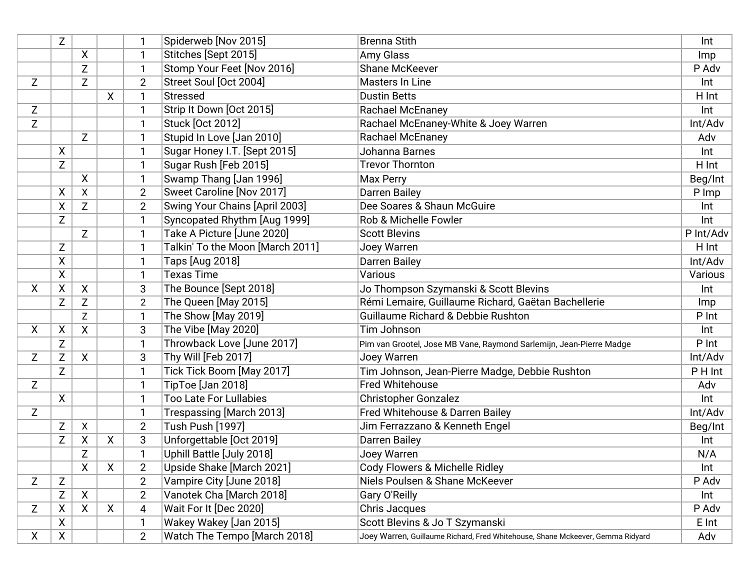| | | | | | | | |
|---|---|---|---|---|---|---|---|
| | Z | | | 1 | Spiderweb [Nov 2015] | Brenna Stith | Int |
| | | X | | 1 | Stitches [Sept 2015] | Amy Glass | Imp |
| | | Z | | 1 | Stomp Your Feet [Nov 2016] | Shane McKeever | P Adv |
| Z | | Z | | 2 | Street Soul [Oct 2004] | Masters In Line | Int |
| | | | X | 1 | Stressed | Dustin Betts | H Int |
| Z | | | | 1 | Strip It Down [Oct 2015] | Rachael McEnaney | Int |
| Z | | | | 1 | Stuck [Oct 2012] | Rachael McEnaney-White & Joey Warren | Int/Adv |
| | | Z | | 1 | Stupid In Love [Jan 2010] | Rachael McEnaney | Adv |
| | X | | | 1 | Sugar Honey I.T. [Sept 2015] | Johanna Barnes | Int |
| | Z | | | 1 | Sugar Rush [Feb 2015] | Trevor Thornton | H Int |
| | | X | | 1 | Swamp Thang [Jan 1996] | Max Perry | Beg/Int |
| | X | X | | 2 | Sweet Caroline [Nov 2017] | Darren Bailey | P Imp |
| | X | Z | | 2 | Swing Your Chains [April 2003] | Dee Soares & Shaun McGuire | Int |
| | Z | | | 1 | Syncopated Rhythm [Aug 1999] | Rob & Michelle Fowler | Int |
| | | Z | | 1 | Take A Picture [June 2020] | Scott Blevins | P Int/Adv |
| | Z | | | 1 | Talkin' To the Moon [March 2011] | Joey Warren | H Int |
| | X | | | 1 | Taps [Aug 2018] | Darren Bailey | Int/Adv |
| | X | | | 1 | Texas Time | Various | Various |
| X | X | X | | 3 | The Bounce [Sept 2018] | Jo Thompson Szymanski & Scott Blevins | Int |
| | Z | Z | | 2 | The Queen [May 2015] | Rémi Lemaire, Guillaume Richard, Gaëtan Bachellerie | Imp |
| | | Z | | 1 | The Show [May 2019] | Guillaume Richard & Debbie Rushton | P Int |
| X | X | X | | 3 | The Vibe [May 2020] | Tim Johnson | Int |
| | Z | | | 1 | Throwback Love [June 2017] | Pim van Grootel, Jose MB Vane, Raymond Sarlemijn, Jean-Pierre Madge | P Int |
| Z | Z | X | | 3 | Thy Will [Feb 2017] | Joey Warren | Int/Adv |
| | Z | | | 1 | Tick Tick Boom [May 2017] | Tim Johnson, Jean-Pierre Madge, Debbie Rushton | P H Int |
| Z | | | | 1 | TipToe [Jan 2018] | Fred Whitehouse | Adv |
| | X | | | 1 | Too Late For Lullabies | Christopher Gonzalez | Int |
| Z | | | | 1 | Trespassing [March 2013] | Fred Whitehouse & Darren Bailey | Int/Adv |
| | Z | X | | 2 | Tush Push [1997] | Jim Ferrazzano & Kenneth Engel | Beg/Int |
| | Z | X | X | 3 | Unforgettable [Oct 2019] | Darren Bailey | Int |
| | | Z | | 1 | Uphill Battle [July 2018] | Joey Warren | N/A |
| | | X | X | 2 | Upside Shake [March 2021] | Cody Flowers & Michelle Ridley | Int |
| Z | Z | | | 2 | Vampire City [June 2018] | Niels Poulsen & Shane McKeever | P Adv |
| | Z | X | | 2 | Vanotek Cha [March 2018] | Gary O'Reilly | Int |
| Z | X | X | X | 4 | Wait For It [Dec 2020] | Chris Jacques | P Adv |
| | X | | | 1 | Wakey Wakey [Jan 2015] | Scott Blevins & Jo T Szymanski | E Int |
| X | X | | | 2 | Watch The Tempo [March 2018] | Joey Warren, Guillaume Richard, Fred Whitehouse, Shane Mckeever, Gemma Ridyard | Adv |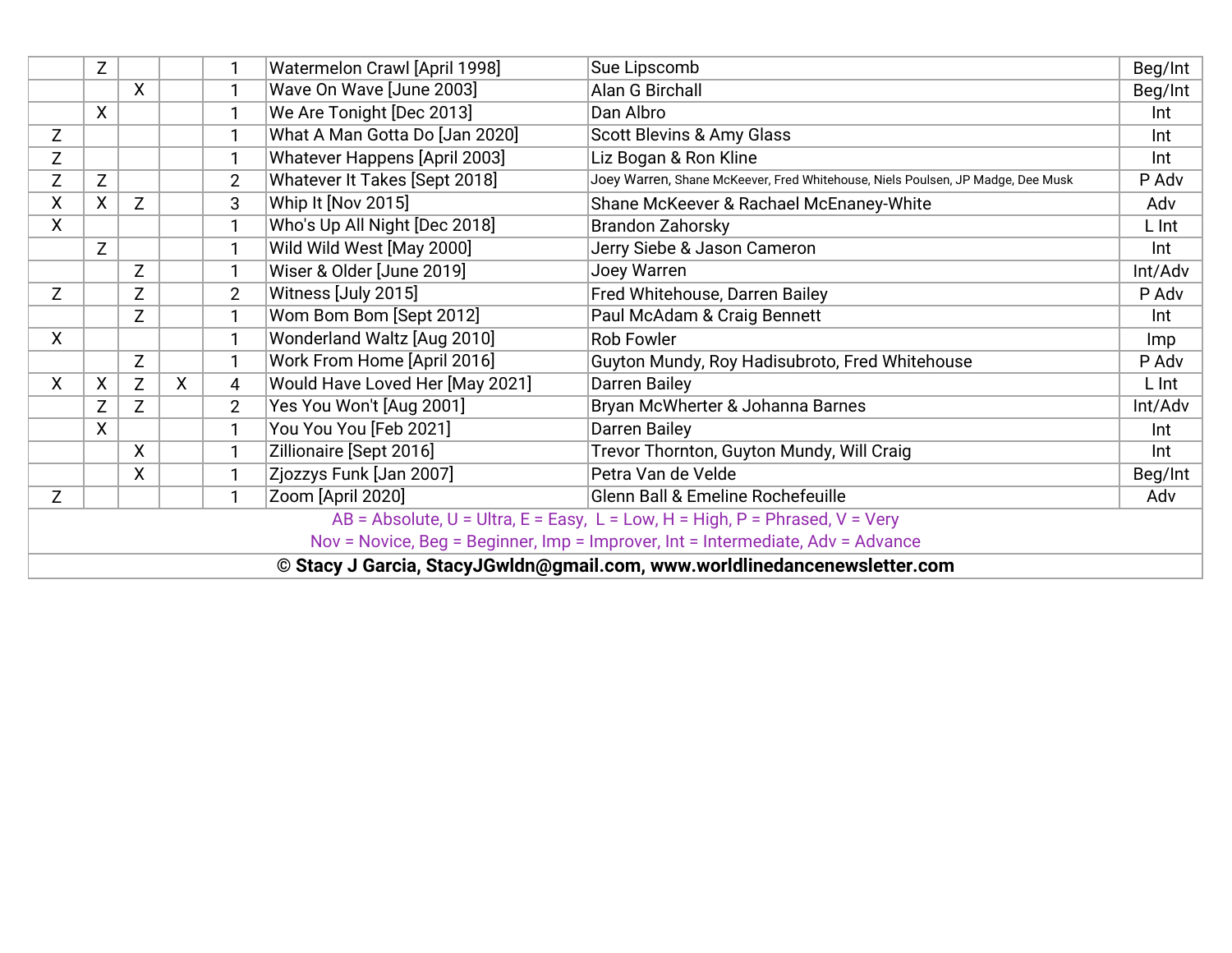| | | | | | | | |
|---|---|---|---|---|---|---|---|
| | Z | | | 1 | Watermelon Crawl [April 1998] | Sue Lipscomb | Beg/Int |
| | | X | | 1 | Wave On Wave [June 2003] | Alan G Birchall | Beg/Int |
| | X | | | 1 | We Are Tonight [Dec 2013] | Dan Albro | Int |
| Z | | | | 1 | What A Man Gotta Do [Jan 2020] | Scott Blevins & Amy Glass | Int |
| Z | | | | 1 | Whatever Happens [April 2003] | Liz Bogan & Ron Kline | Int |
| Z | Z | | | 2 | Whatever It Takes [Sept 2018] | Joey Warren, Shane McKeever, Fred Whitehouse, Niels Poulsen, JP Madge, Dee Musk | P Adv |
| X | X | Z | | 3 | Whip It [Nov 2015] | Shane McKeever & Rachael McEnaney-White | Adv |
| X | | | | 1 | Who's Up All Night [Dec 2018] | Brandon Zahorsky | L Int |
| | Z | | | 1 | Wild Wild West [May 2000] | Jerry Siebe & Jason Cameron | Int |
| | | Z | | 1 | Wiser & Older [June 2019] | Joey Warren | Int/Adv |
| Z | | Z | | 2 | Witness [July 2015] | Fred Whitehouse, Darren Bailey | P Adv |
| | | Z | | 1 | Wom Bom Bom [Sept 2012] | Paul McAdam & Craig Bennett | Int |
| X | | | | 1 | Wonderland Waltz [Aug 2010] | Rob Fowler | Imp |
| | | Z | | 1 | Work From Home [April 2016] | Guyton Mundy, Roy Hadisubroto, Fred Whitehouse | P Adv |
| X | X | Z | X | 4 | Would Have Loved Her [May 2021] | Darren Bailey | L Int |
| | Z | Z | | 2 | Yes You Won't [Aug 2001] | Bryan McWherter & Johanna Barnes | Int/Adv |
| | X | | | 1 | You You You [Feb 2021] | Darren Bailey | Int |
| | | X | | 1 | Zillionaire [Sept 2016] | Trevor Thornton, Guyton Mundy, Will Craig | Int |
| | | X | | 1 | Zjozzys Funk [Jan 2007] | Petra Van de Velde | Beg/Int |
| Z | | | | 1 | Zoom [April 2020] | Glenn Ball & Emeline Rochefeuille | Adv |

AB = Absolute, U = Ultra, E = Easy, L = Low, H = High, P = Phrased, V = Very
Nov = Novice, Beg = Beginner, Imp = Improver, Int = Intermediate, Adv = Advance

**© Stacy J Garcia, StacyJGwldn@gmail.com, www.worldlinedancenewsletter.com**